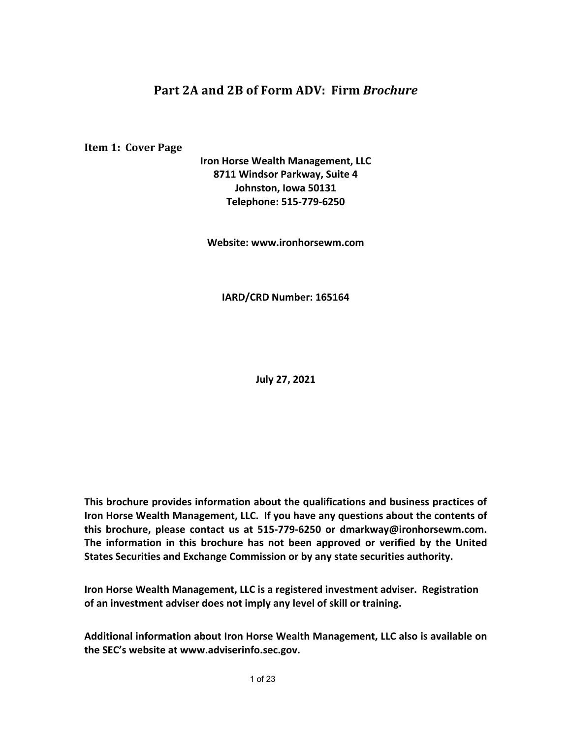# Part 2A and 2B of Form ADV: Firm *Brochure*

## Item 1: Cover Page

**Iron Horse Wealth Management, LLC**
**8711 Windsor Parkway, Suite 4**
**Johnston, Iowa 50131**
**Telephone: 515-779-6250**

**Website: www.ironhorsewm.com**

**IARD/CRD Number: 165164**

**July 27, 2021**

**This brochure provides information about the qualifications and business practices of Iron Horse Wealth Management, LLC. If you have any questions about the contents of this brochure, please contact us at 515-779-6250 or dmarkway@ironhorsewm.com. The information in this brochure has not been approved or verified by the United States Securities and Exchange Commission or by any state securities authority.**

**Iron Horse Wealth Management, LLC is a registered investment adviser. Registration of an investment adviser does not imply any level of skill or training.**

**Additional information about Iron Horse Wealth Management, LLC also is available on the SEC's website at www.adviserinfo.sec.gov.**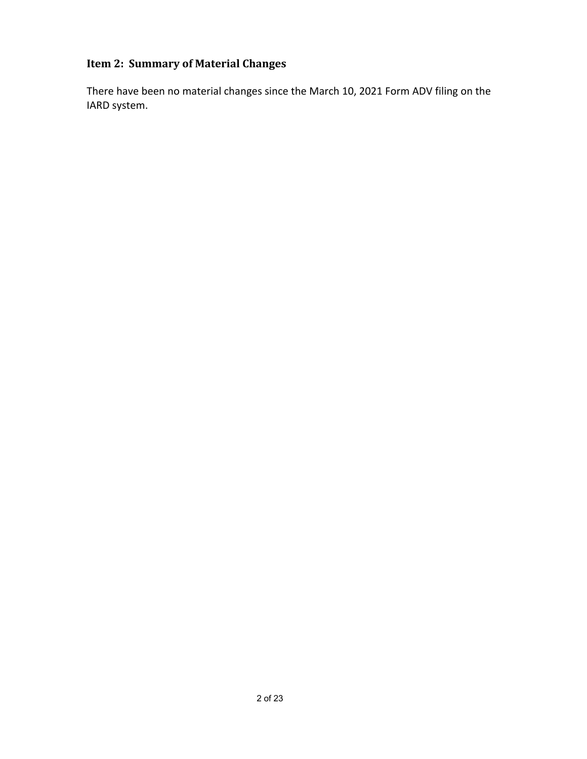## Item 2: Summary of Material Changes

There have been no material changes since the March 10, 2021 Form ADV filing on the IARD system.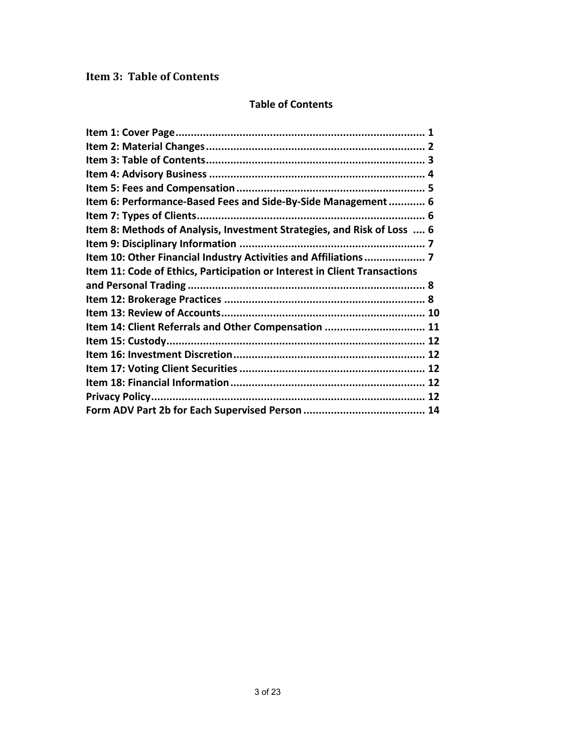## Item 3: Table of Contents

**Table of Contents**

**Item 1: Cover Page ........................................................................ 1**
**Item 2: Material Changes ................................................................ 2**
**Item 3: Table of Contents ................................................................ 3**
**Item 4: Advisory Business ............................................................... 4**
**Item 5: Fees and Compensation ....................................................... 5**
**Item 6: Performance-Based Fees and Side-By-Side Management ............ 6**
**Item 7: Types of Clients ................................................................... 6**
**Item 8: Methods of Analysis, Investment Strategies, and Risk of Loss .... 6**
**Item 9: Disciplinary Information ....................................................... 7**
**Item 10: Other Financial Industry Activities and Affiliations .................... 7**
**Item 11: Code of Ethics, Participation or Interest in Client Transactions and Personal Trading ....................................................................... 8**
**Item 12: Brokerage Practices ............................................................ 8**
**Item 13: Review of Accounts ............................................................. 10**
**Item 14: Client Referrals and Other Compensation ................................ 11**
**Item 15: Custody ............................................................................ 12**
**Item 16: Investment Discretion ......................................................... 12**
**Item 17: Voting Client Securities ....................................................... 12**
**Item 18: Financial Information .......................................................... 12**
**Privacy Policy ................................................................................ 12**
**Form ADV Part 2b for Each Supervised Person ...................................... 14**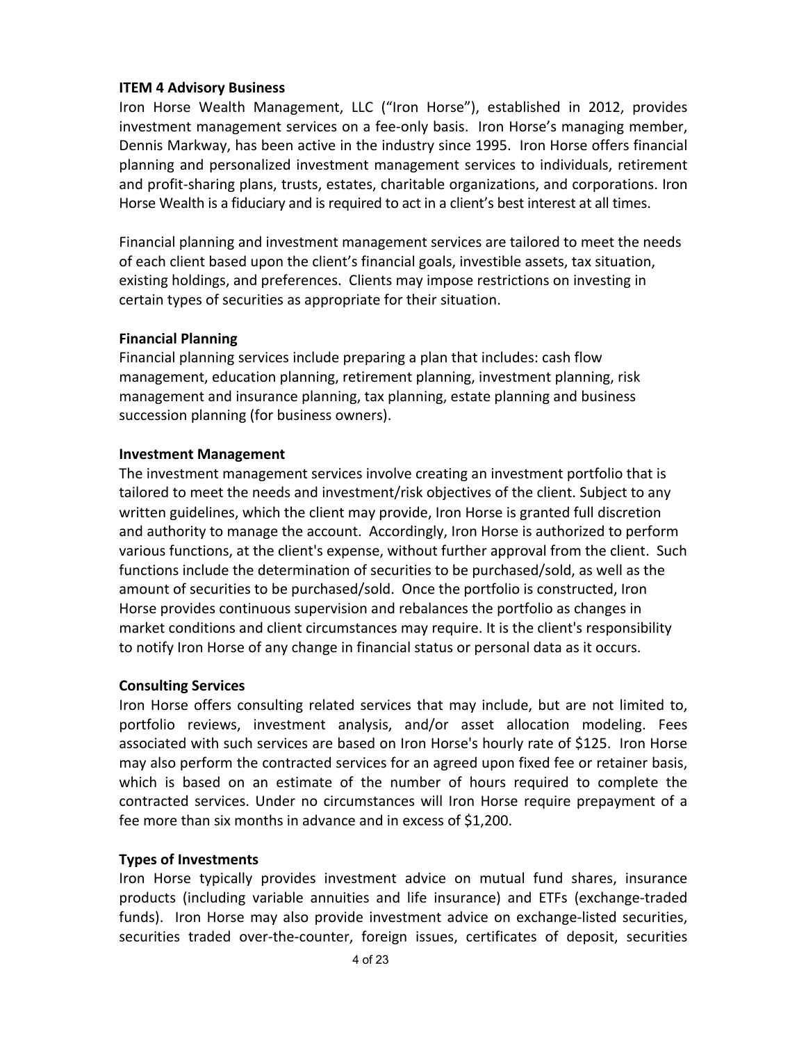## ITEM 4 Advisory Business

Iron Horse Wealth Management, LLC ("Iron Horse"), established in 2012, provides investment management services on a fee-only basis. Iron Horse's managing member, Dennis Markway, has been active in the industry since 1995. Iron Horse offers financial planning and personalized investment management services to individuals, retirement and profit-sharing plans, trusts, estates, charitable organizations, and corporations. Iron Horse Wealth is a fiduciary and is required to act in a client's best interest at all times.

Financial planning and investment management services are tailored to meet the needs of each client based upon the client's financial goals, investible assets, tax situation, existing holdings, and preferences. Clients may impose restrictions on investing in certain types of securities as appropriate for their situation.

### Financial Planning

Financial planning services include preparing a plan that includes: cash flow management, education planning, retirement planning, investment planning, risk management and insurance planning, tax planning, estate planning and business succession planning (for business owners).

### Investment Management

The investment management services involve creating an investment portfolio that is tailored to meet the needs and investment/risk objectives of the client. Subject to any written guidelines, which the client may provide, Iron Horse is granted full discretion and authority to manage the account. Accordingly, Iron Horse is authorized to perform various functions, at the client's expense, without further approval from the client. Such functions include the determination of securities to be purchased/sold, as well as the amount of securities to be purchased/sold. Once the portfolio is constructed, Iron Horse provides continuous supervision and rebalances the portfolio as changes in market conditions and client circumstances may require. It is the client's responsibility to notify Iron Horse of any change in financial status or personal data as it occurs.

### Consulting Services

Iron Horse offers consulting related services that may include, but are not limited to, portfolio reviews, investment analysis, and/or asset allocation modeling. Fees associated with such services are based on Iron Horse's hourly rate of $125. Iron Horse may also perform the contracted services for an agreed upon fixed fee or retainer basis, which is based on an estimate of the number of hours required to complete the contracted services. Under no circumstances will Iron Horse require prepayment of a fee more than six months in advance and in excess of $1,200.

### Types of Investments

Iron Horse typically provides investment advice on mutual fund shares, insurance products (including variable annuities and life insurance) and ETFs (exchange-traded funds). Iron Horse may also provide investment advice on exchange-listed securities, securities traded over-the-counter, foreign issues, certificates of deposit, securities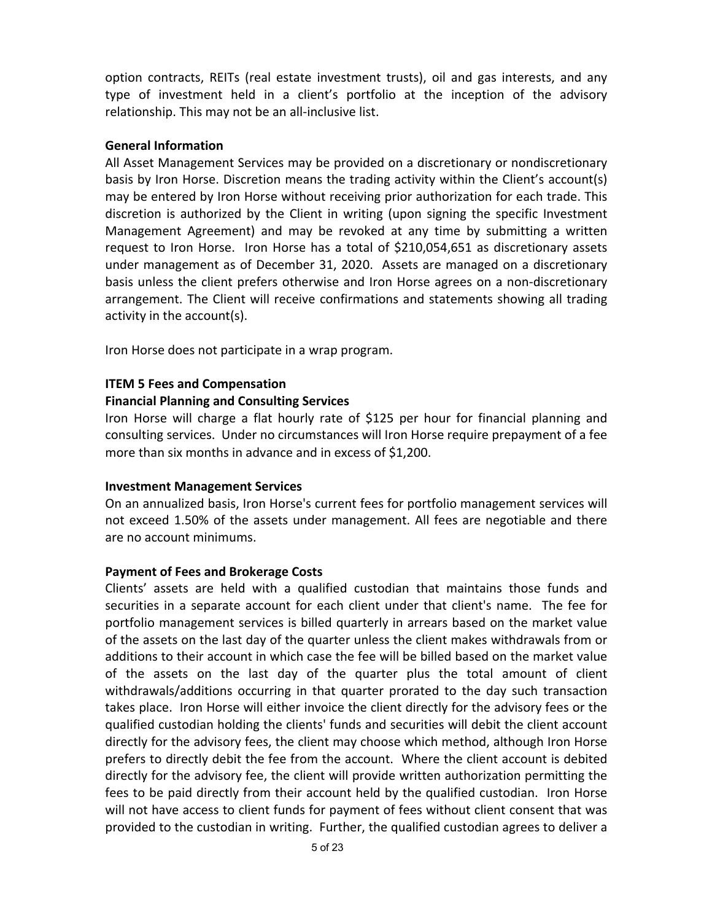option contracts, REITs (real estate investment trusts), oil and gas interests, and any type of investment held in a client's portfolio at the inception of the advisory relationship. This may not be an all-inclusive list.

**General Information**

All Asset Management Services may be provided on a discretionary or nondiscretionary basis by Iron Horse. Discretion means the trading activity within the Client's account(s) may be entered by Iron Horse without receiving prior authorization for each trade. This discretion is authorized by the Client in writing (upon signing the specific Investment Management Agreement) and may be revoked at any time by submitting a written request to Iron Horse. Iron Horse has a total of $210,054,651 as discretionary assets under management as of December 31, 2020. Assets are managed on a discretionary basis unless the client prefers otherwise and Iron Horse agrees on a non-discretionary arrangement. The Client will receive confirmations and statements showing all trading activity in the account(s).

Iron Horse does not participate in a wrap program.

## ITEM 5 Fees and Compensation

**Financial Planning and Consulting Services**

Iron Horse will charge a flat hourly rate of $125 per hour for financial planning and consulting services. Under no circumstances will Iron Horse require prepayment of a fee more than six months in advance and in excess of $1,200.

**Investment Management Services**

On an annualized basis, Iron Horse's current fees for portfolio management services will not exceed 1.50% of the assets under management. All fees are negotiable and there are no account minimums.

**Payment of Fees and Brokerage Costs**

Clients' assets are held with a qualified custodian that maintains those funds and securities in a separate account for each client under that client's name. The fee for portfolio management services is billed quarterly in arrears based on the market value of the assets on the last day of the quarter unless the client makes withdrawals from or additions to their account in which case the fee will be billed based on the market value of the assets on the last day of the quarter plus the total amount of client withdrawals/additions occurring in that quarter prorated to the day such transaction takes place. Iron Horse will either invoice the client directly for the advisory fees or the qualified custodian holding the clients' funds and securities will debit the client account directly for the advisory fees, the client may choose which method, although Iron Horse prefers to directly debit the fee from the account. Where the client account is debited directly for the advisory fee, the client will provide written authorization permitting the fees to be paid directly from their account held by the qualified custodian. Iron Horse will not have access to client funds for payment of fees without client consent that was provided to the custodian in writing. Further, the qualified custodian agrees to deliver a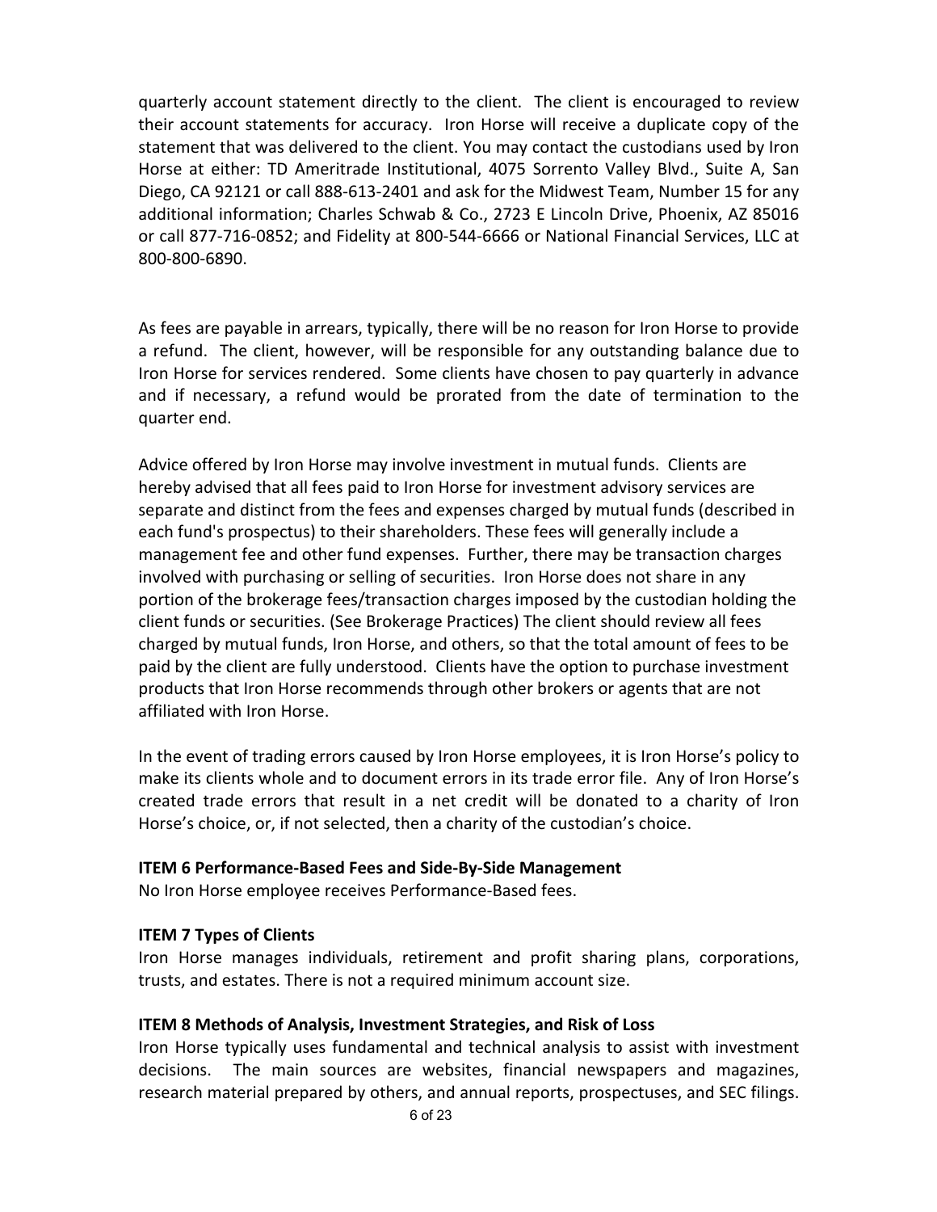quarterly account statement directly to the client. The client is encouraged to review their account statements for accuracy. Iron Horse will receive a duplicate copy of the statement that was delivered to the client. You may contact the custodians used by Iron Horse at either: TD Ameritrade Institutional, 4075 Sorrento Valley Blvd., Suite A, San Diego, CA 92121 or call 888-613-2401 and ask for the Midwest Team, Number 15 for any additional information; Charles Schwab & Co., 2723 E Lincoln Drive, Phoenix, AZ 85016 or call 877-716-0852; and Fidelity at 800-544-6666 or National Financial Services, LLC at 800-800-6890.

As fees are payable in arrears, typically, there will be no reason for Iron Horse to provide a refund. The client, however, will be responsible for any outstanding balance due to Iron Horse for services rendered. Some clients have chosen to pay quarterly in advance and if necessary, a refund would be prorated from the date of termination to the quarter end.

Advice offered by Iron Horse may involve investment in mutual funds. Clients are hereby advised that all fees paid to Iron Horse for investment advisory services are separate and distinct from the fees and expenses charged by mutual funds (described in each fund's prospectus) to their shareholders. These fees will generally include a management fee and other fund expenses. Further, there may be transaction charges involved with purchasing or selling of securities. Iron Horse does not share in any portion of the brokerage fees/transaction charges imposed by the custodian holding the client funds or securities. (See Brokerage Practices) The client should review all fees charged by mutual funds, Iron Horse, and others, so that the total amount of fees to be paid by the client are fully understood. Clients have the option to purchase investment products that Iron Horse recommends through other brokers or agents that are not affiliated with Iron Horse.

In the event of trading errors caused by Iron Horse employees, it is Iron Horse's policy to make its clients whole and to document errors in its trade error file. Any of Iron Horse's created trade errors that result in a net credit will be donated to a charity of Iron Horse's choice, or, if not selected, then a charity of the custodian's choice.

**ITEM 6 Performance-Based Fees and Side-By-Side Management**

No Iron Horse employee receives Performance-Based fees.

**ITEM 7 Types of Clients**

Iron Horse manages individuals, retirement and profit sharing plans, corporations, trusts, and estates. There is not a required minimum account size.

**ITEM 8 Methods of Analysis, Investment Strategies, and Risk of Loss**

Iron Horse typically uses fundamental and technical analysis to assist with investment decisions. The main sources are websites, financial newspapers and magazines, research material prepared by others, and annual reports, prospectuses, and SEC filings.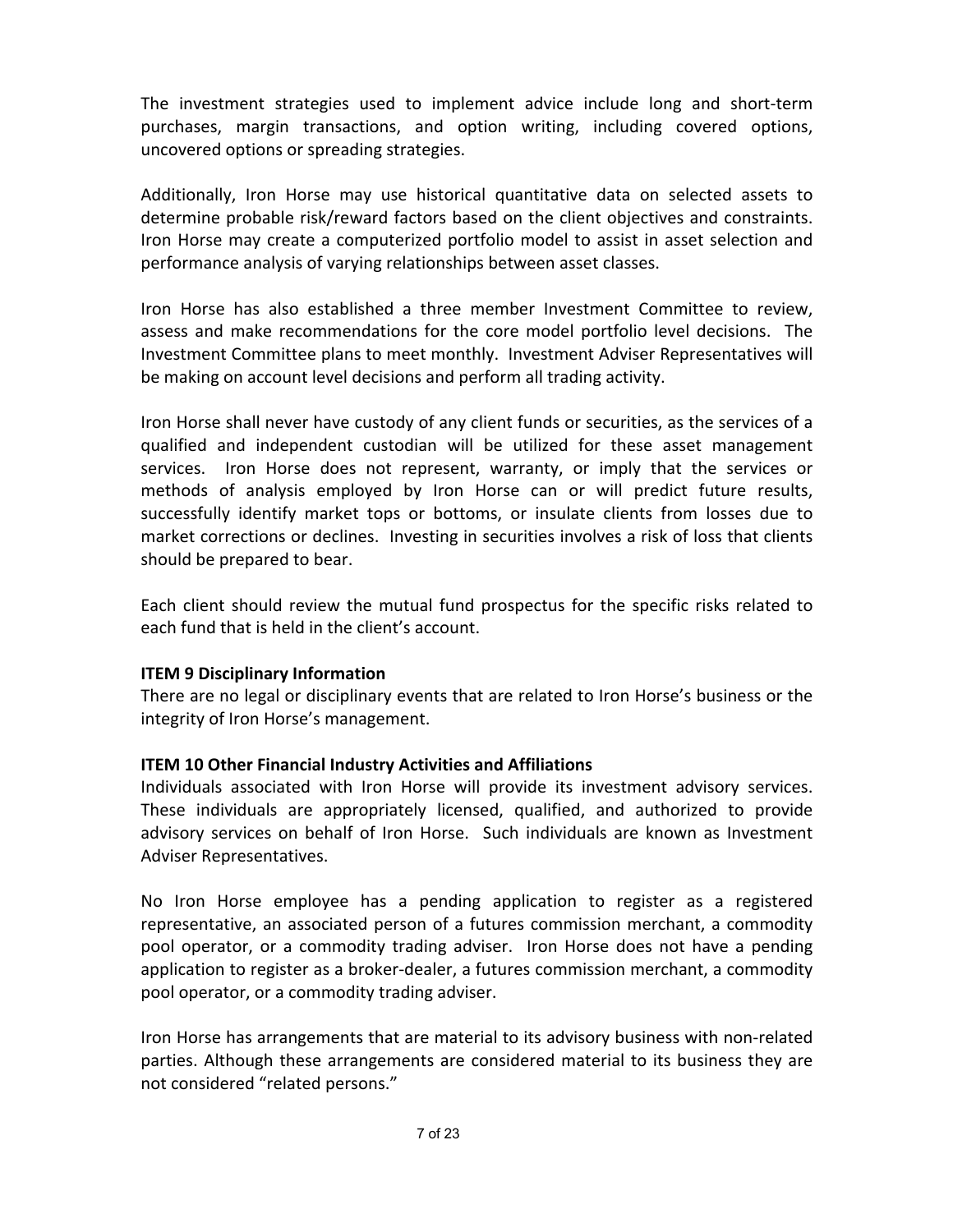The investment strategies used to implement advice include long and short-term purchases, margin transactions, and option writing, including covered options, uncovered options or spreading strategies.

Additionally, Iron Horse may use historical quantitative data on selected assets to determine probable risk/reward factors based on the client objectives and constraints. Iron Horse may create a computerized portfolio model to assist in asset selection and performance analysis of varying relationships between asset classes.

Iron Horse has also established a three member Investment Committee to review, assess and make recommendations for the core model portfolio level decisions. The Investment Committee plans to meet monthly. Investment Adviser Representatives will be making on account level decisions and perform all trading activity.

Iron Horse shall never have custody of any client funds or securities, as the services of a qualified and independent custodian will be utilized for these asset management services. Iron Horse does not represent, warranty, or imply that the services or methods of analysis employed by Iron Horse can or will predict future results, successfully identify market tops or bottoms, or insulate clients from losses due to market corrections or declines. Investing in securities involves a risk of loss that clients should be prepared to bear.

Each client should review the mutual fund prospectus for the specific risks related to each fund that is held in the client's account.

**ITEM 9 Disciplinary Information**

There are no legal or disciplinary events that are related to Iron Horse's business or the integrity of Iron Horse's management.

**ITEM 10 Other Financial Industry Activities and Affiliations**

Individuals associated with Iron Horse will provide its investment advisory services. These individuals are appropriately licensed, qualified, and authorized to provide advisory services on behalf of Iron Horse. Such individuals are known as Investment Adviser Representatives.

No Iron Horse employee has a pending application to register as a registered representative, an associated person of a futures commission merchant, a commodity pool operator, or a commodity trading adviser. Iron Horse does not have a pending application to register as a broker-dealer, a futures commission merchant, a commodity pool operator, or a commodity trading adviser.

Iron Horse has arrangements that are material to its advisory business with non-related parties. Although these arrangements are considered material to its business they are not considered "related persons."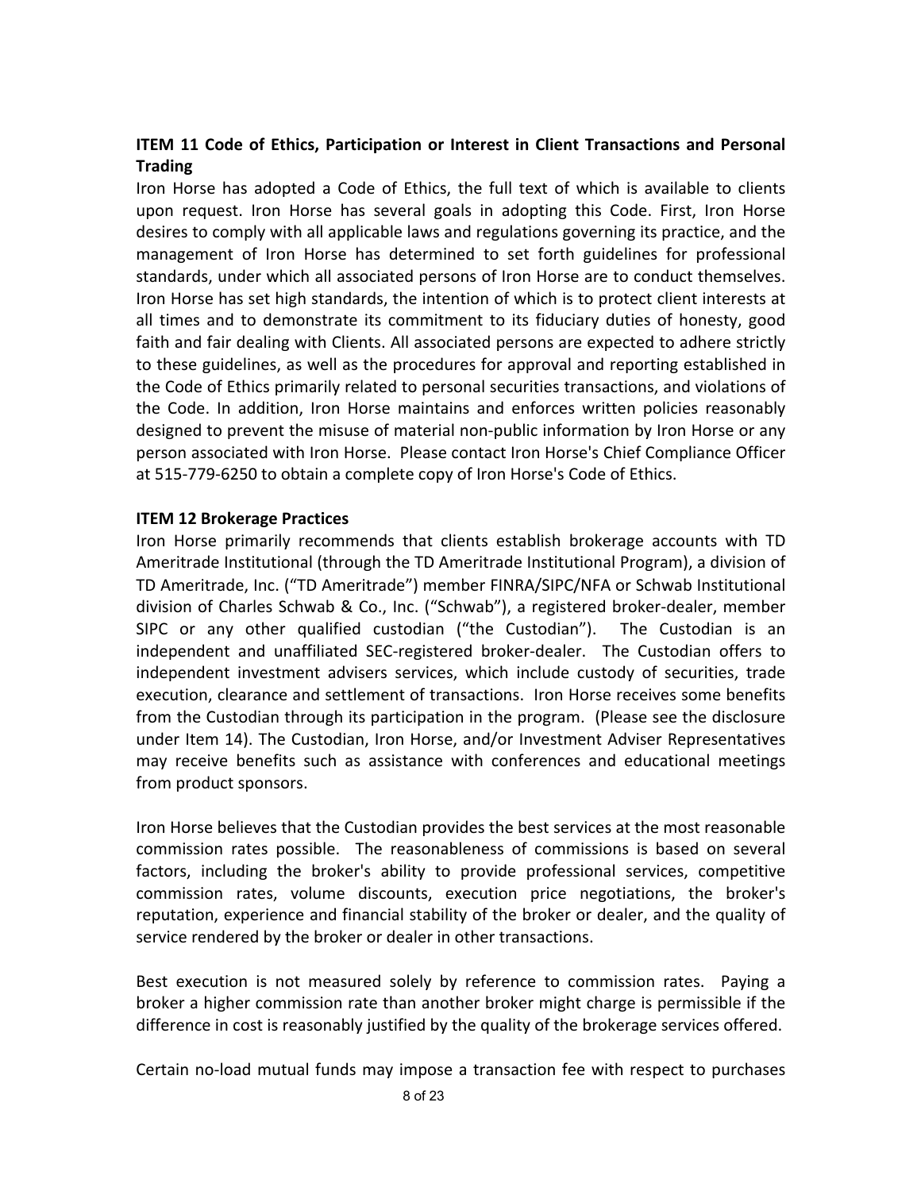## ITEM 11 Code of Ethics, Participation or Interest in Client Transactions and Personal Trading

Iron Horse has adopted a Code of Ethics, the full text of which is available to clients upon request. Iron Horse has several goals in adopting this Code. First, Iron Horse desires to comply with all applicable laws and regulations governing its practice, and the management of Iron Horse has determined to set forth guidelines for professional standards, under which all associated persons of Iron Horse are to conduct themselves. Iron Horse has set high standards, the intention of which is to protect client interests at all times and to demonstrate its commitment to its fiduciary duties of honesty, good faith and fair dealing with Clients. All associated persons are expected to adhere strictly to these guidelines, as well as the procedures for approval and reporting established in the Code of Ethics primarily related to personal securities transactions, and violations of the Code. In addition, Iron Horse maintains and enforces written policies reasonably designed to prevent the misuse of material non-public information by Iron Horse or any person associated with Iron Horse. Please contact Iron Horse's Chief Compliance Officer at 515-779-6250 to obtain a complete copy of Iron Horse's Code of Ethics.

## ITEM 12 Brokerage Practices

Iron Horse primarily recommends that clients establish brokerage accounts with TD Ameritrade Institutional (through the TD Ameritrade Institutional Program), a division of TD Ameritrade, Inc. ("TD Ameritrade") member FINRA/SIPC/NFA or Schwab Institutional division of Charles Schwab & Co., Inc. ("Schwab"), a registered broker-dealer, member SIPC or any other qualified custodian ("the Custodian"). The Custodian is an independent and unaffiliated SEC-registered broker-dealer. The Custodian offers to independent investment advisers services, which include custody of securities, trade execution, clearance and settlement of transactions. Iron Horse receives some benefits from the Custodian through its participation in the program. (Please see the disclosure under Item 14). The Custodian, Iron Horse, and/or Investment Adviser Representatives may receive benefits such as assistance with conferences and educational meetings from product sponsors.

Iron Horse believes that the Custodian provides the best services at the most reasonable commission rates possible. The reasonableness of commissions is based on several factors, including the broker's ability to provide professional services, competitive commission rates, volume discounts, execution price negotiations, the broker's reputation, experience and financial stability of the broker or dealer, and the quality of service rendered by the broker or dealer in other transactions.

Best execution is not measured solely by reference to commission rates. Paying a broker a higher commission rate than another broker might charge is permissible if the difference in cost is reasonably justified by the quality of the brokerage services offered.

Certain no-load mutual funds may impose a transaction fee with respect to purchases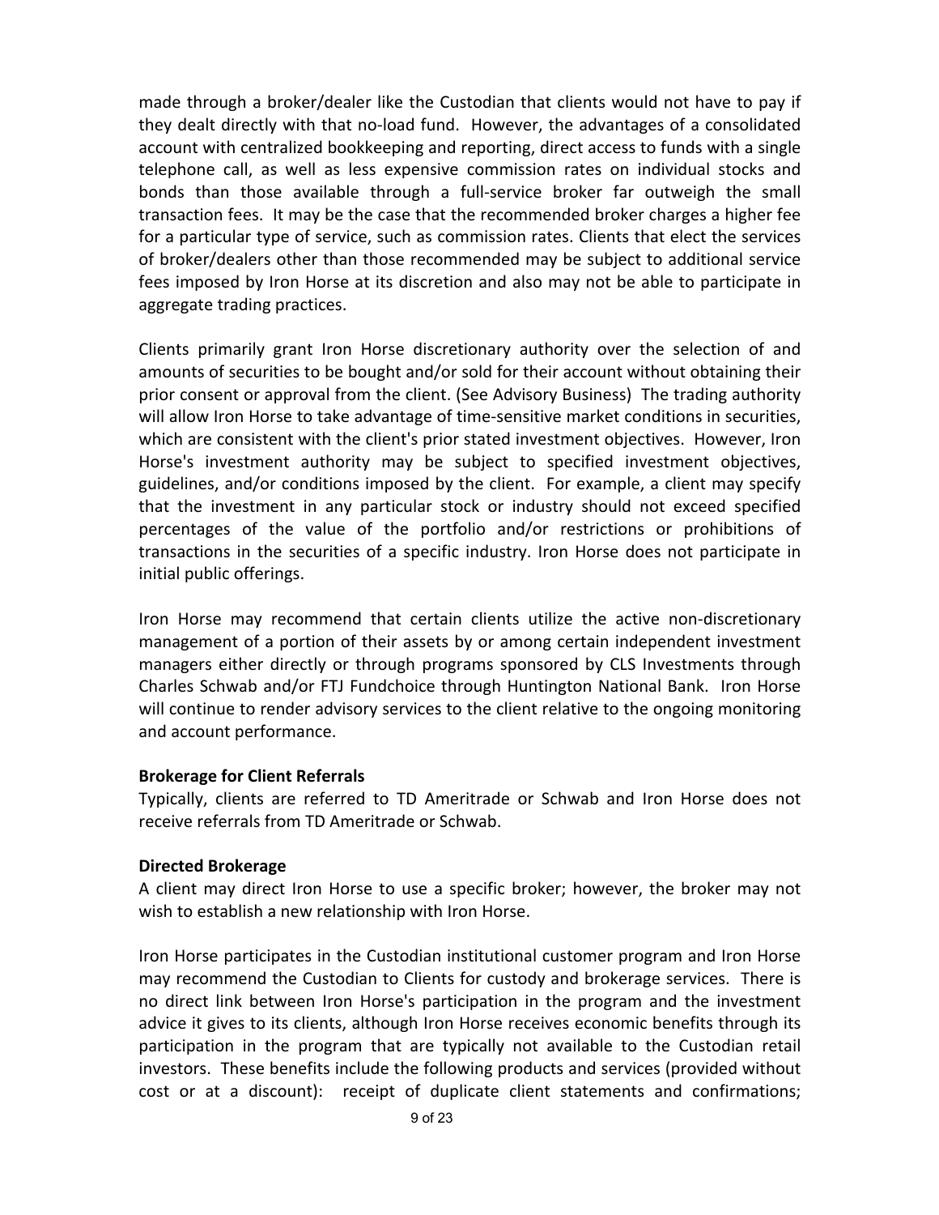made through a broker/dealer like the Custodian that clients would not have to pay if they dealt directly with that no-load fund. However, the advantages of a consolidated account with centralized bookkeeping and reporting, direct access to funds with a single telephone call, as well as less expensive commission rates on individual stocks and bonds than those available through a full-service broker far outweigh the small transaction fees. It may be the case that the recommended broker charges a higher fee for a particular type of service, such as commission rates. Clients that elect the services of broker/dealers other than those recommended may be subject to additional service fees imposed by Iron Horse at its discretion and also may not be able to participate in aggregate trading practices.

Clients primarily grant Iron Horse discretionary authority over the selection of and amounts of securities to be bought and/or sold for their account without obtaining their prior consent or approval from the client. (See Advisory Business) The trading authority will allow Iron Horse to take advantage of time-sensitive market conditions in securities, which are consistent with the client's prior stated investment objectives. However, Iron Horse's investment authority may be subject to specified investment objectives, guidelines, and/or conditions imposed by the client. For example, a client may specify that the investment in any particular stock or industry should not exceed specified percentages of the value of the portfolio and/or restrictions or prohibitions of transactions in the securities of a specific industry. Iron Horse does not participate in initial public offerings.

Iron Horse may recommend that certain clients utilize the active non-discretionary management of a portion of their assets by or among certain independent investment managers either directly or through programs sponsored by CLS Investments through Charles Schwab and/or FTJ Fundchoice through Huntington National Bank. Iron Horse will continue to render advisory services to the client relative to the ongoing monitoring and account performance.

**Brokerage for Client Referrals**
Typically, clients are referred to TD Ameritrade or Schwab and Iron Horse does not receive referrals from TD Ameritrade or Schwab.

**Directed Brokerage**
A client may direct Iron Horse to use a specific broker; however, the broker may not wish to establish a new relationship with Iron Horse.

Iron Horse participates in the Custodian institutional customer program and Iron Horse may recommend the Custodian to Clients for custody and brokerage services. There is no direct link between Iron Horse's participation in the program and the investment advice it gives to its clients, although Iron Horse receives economic benefits through its participation in the program that are typically not available to the Custodian retail investors. These benefits include the following products and services (provided without cost or at a discount): receipt of duplicate client statements and confirmations;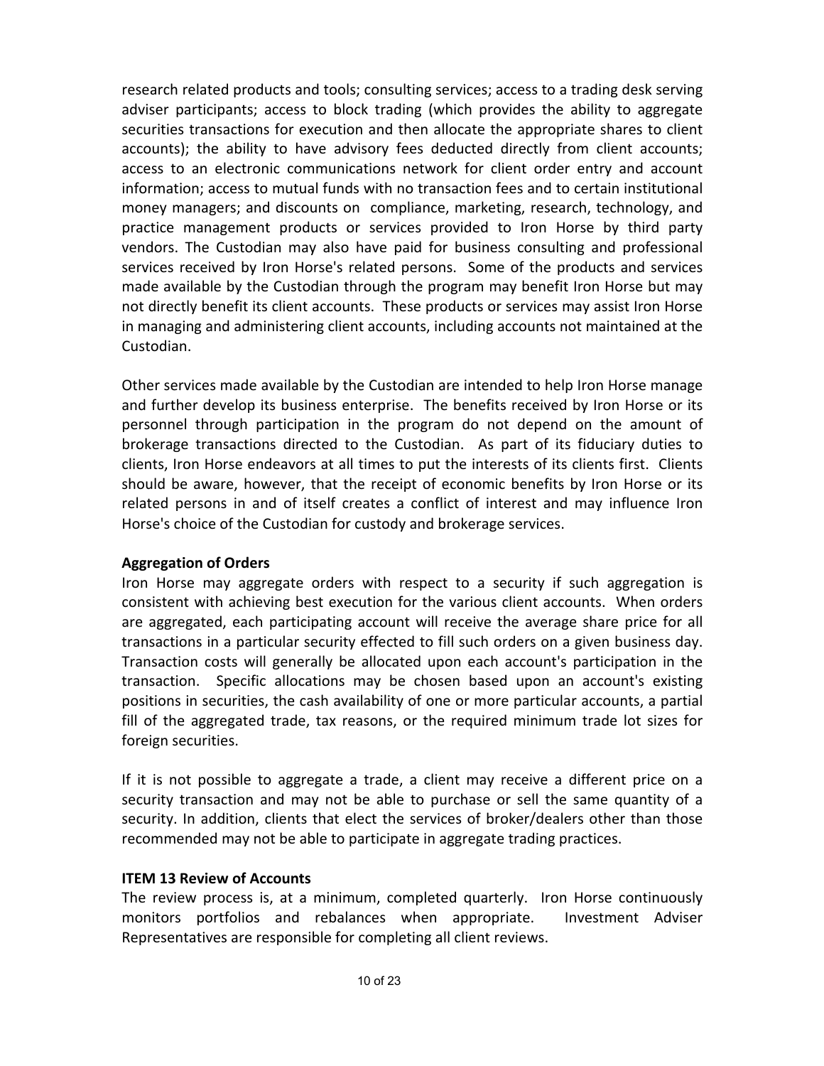research related products and tools; consulting services; access to a trading desk serving adviser participants; access to block trading (which provides the ability to aggregate securities transactions for execution and then allocate the appropriate shares to client accounts); the ability to have advisory fees deducted directly from client accounts; access to an electronic communications network for client order entry and account information; access to mutual funds with no transaction fees and to certain institutional money managers; and discounts on compliance, marketing, research, technology, and practice management products or services provided to Iron Horse by third party vendors. The Custodian may also have paid for business consulting and professional services received by Iron Horse's related persons. Some of the products and services made available by the Custodian through the program may benefit Iron Horse but may not directly benefit its client accounts. These products or services may assist Iron Horse in managing and administering client accounts, including accounts not maintained at the Custodian.

Other services made available by the Custodian are intended to help Iron Horse manage and further develop its business enterprise. The benefits received by Iron Horse or its personnel through participation in the program do not depend on the amount of brokerage transactions directed to the Custodian. As part of its fiduciary duties to clients, Iron Horse endeavors at all times to put the interests of its clients first. Clients should be aware, however, that the receipt of economic benefits by Iron Horse or its related persons in and of itself creates a conflict of interest and may influence Iron Horse's choice of the Custodian for custody and brokerage services.

**Aggregation of Orders**

Iron Horse may aggregate orders with respect to a security if such aggregation is consistent with achieving best execution for the various client accounts. When orders are aggregated, each participating account will receive the average share price for all transactions in a particular security effected to fill such orders on a given business day. Transaction costs will generally be allocated upon each account's participation in the transaction. Specific allocations may be chosen based upon an account's existing positions in securities, the cash availability of one or more particular accounts, a partial fill of the aggregated trade, tax reasons, or the required minimum trade lot sizes for foreign securities.

If it is not possible to aggregate a trade, a client may receive a different price on a security transaction and may not be able to purchase or sell the same quantity of a security. In addition, clients that elect the services of broker/dealers other than those recommended may not be able to participate in aggregate trading practices.

## ITEM 13 Review of Accounts

The review process is, at a minimum, completed quarterly. Iron Horse continuously monitors portfolios and rebalances when appropriate. Investment Adviser Representatives are responsible for completing all client reviews.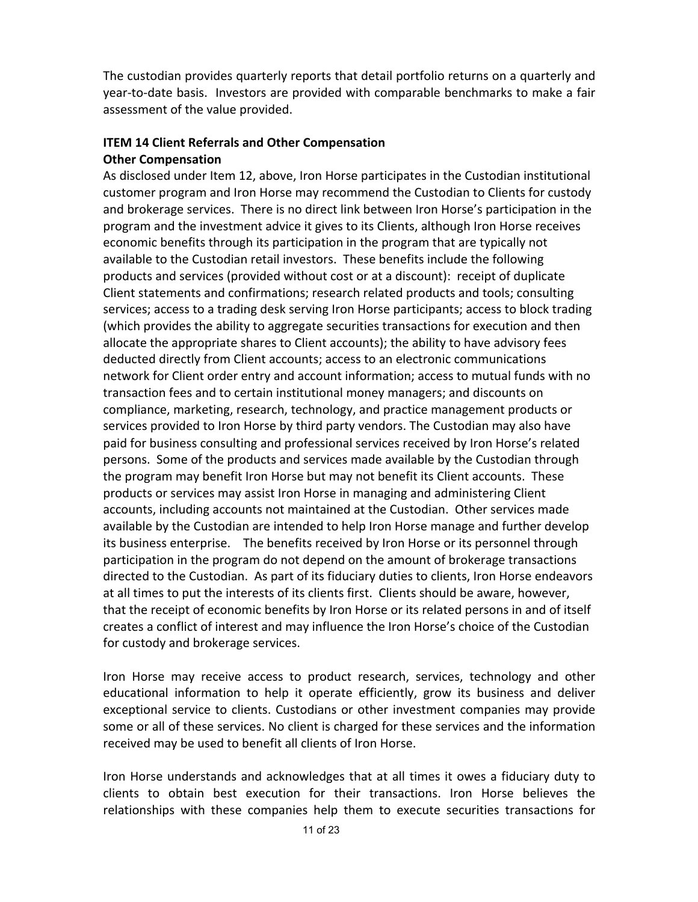The custodian provides quarterly reports that detail portfolio returns on a quarterly and year-to-date basis. Investors are provided with comparable benchmarks to make a fair assessment of the value provided.

**ITEM 14 Client Referrals and Other Compensation**

**Other Compensation**

As disclosed under Item 12, above, Iron Horse participates in the Custodian institutional customer program and Iron Horse may recommend the Custodian to Clients for custody and brokerage services. There is no direct link between Iron Horse's participation in the program and the investment advice it gives to its Clients, although Iron Horse receives economic benefits through its participation in the program that are typically not available to the Custodian retail investors. These benefits include the following products and services (provided without cost or at a discount): receipt of duplicate Client statements and confirmations; research related products and tools; consulting services; access to a trading desk serving Iron Horse participants; access to block trading (which provides the ability to aggregate securities transactions for execution and then allocate the appropriate shares to Client accounts); the ability to have advisory fees deducted directly from Client accounts; access to an electronic communications network for Client order entry and account information; access to mutual funds with no transaction fees and to certain institutional money managers; and discounts on compliance, marketing, research, technology, and practice management products or services provided to Iron Horse by third party vendors. The Custodian may also have paid for business consulting and professional services received by Iron Horse's related persons. Some of the products and services made available by the Custodian through the program may benefit Iron Horse but may not benefit its Client accounts. These products or services may assist Iron Horse in managing and administering Client accounts, including accounts not maintained at the Custodian. Other services made available by the Custodian are intended to help Iron Horse manage and further develop its business enterprise. The benefits received by Iron Horse or its personnel through participation in the program do not depend on the amount of brokerage transactions directed to the Custodian. As part of its fiduciary duties to clients, Iron Horse endeavors at all times to put the interests of its clients first. Clients should be aware, however, that the receipt of economic benefits by Iron Horse or its related persons in and of itself creates a conflict of interest and may influence the Iron Horse's choice of the Custodian for custody and brokerage services.

Iron Horse may receive access to product research, services, technology and other educational information to help it operate efficiently, grow its business and deliver exceptional service to clients. Custodians or other investment companies may provide some or all of these services. No client is charged for these services and the information received may be used to benefit all clients of Iron Horse.

Iron Horse understands and acknowledges that at all times it owes a fiduciary duty to clients to obtain best execution for their transactions. Iron Horse believes the relationships with these companies help them to execute securities transactions for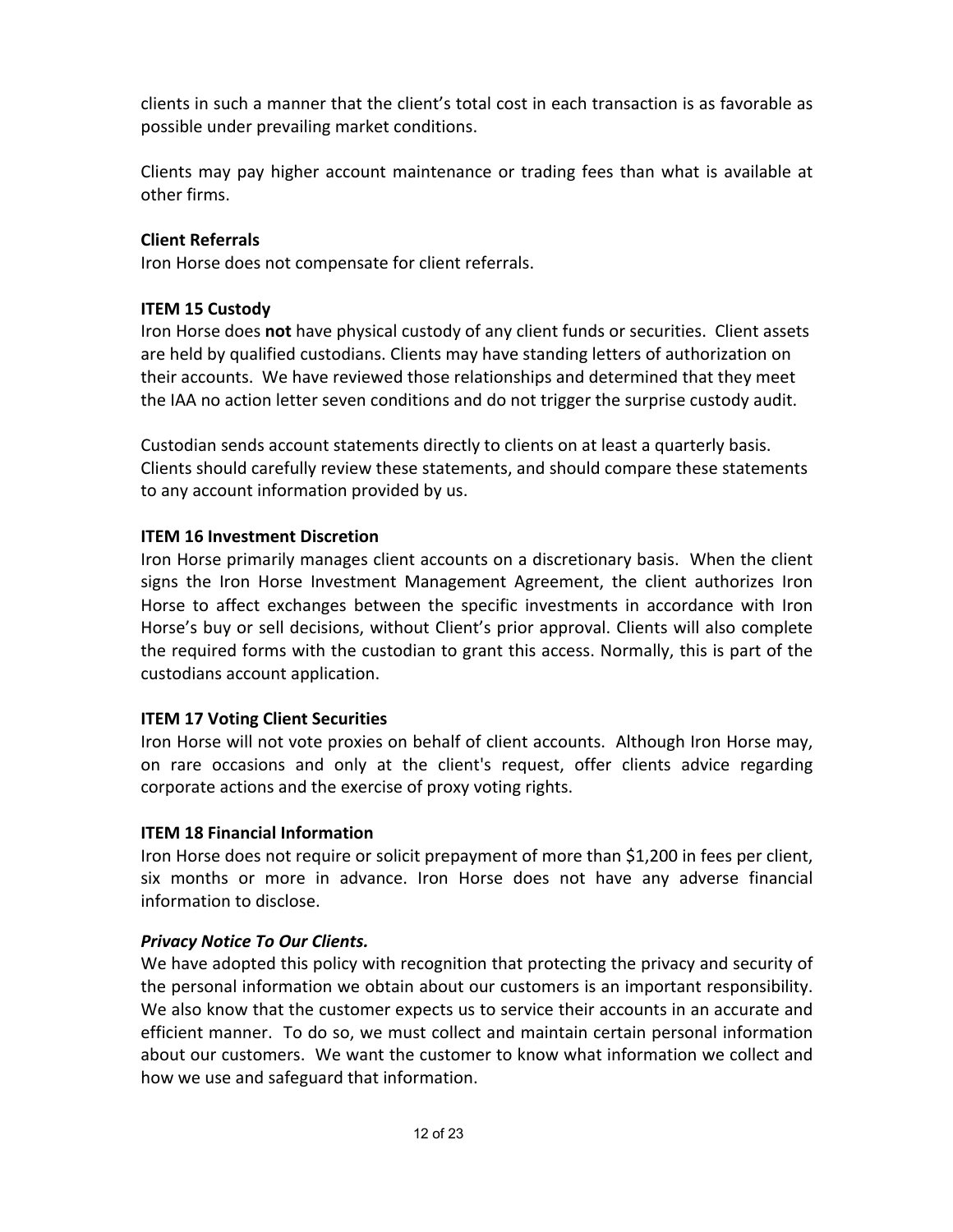clients in such a manner that the client's total cost in each transaction is as favorable as possible under prevailing market conditions.

Clients may pay higher account maintenance or trading fees than what is available at other firms.

**Client Referrals**

Iron Horse does not compensate for client referrals.

**ITEM 15 Custody**

Iron Horse does **not** have physical custody of any client funds or securities. Client assets are held by qualified custodians. Clients may have standing letters of authorization on their accounts. We have reviewed those relationships and determined that they meet the IAA no action letter seven conditions and do not trigger the surprise custody audit.

Custodian sends account statements directly to clients on at least a quarterly basis. Clients should carefully review these statements, and should compare these statements to any account information provided by us.

**ITEM 16 Investment Discretion**

Iron Horse primarily manages client accounts on a discretionary basis. When the client signs the Iron Horse Investment Management Agreement, the client authorizes Iron Horse to affect exchanges between the specific investments in accordance with Iron Horse's buy or sell decisions, without Client's prior approval. Clients will also complete the required forms with the custodian to grant this access. Normally, this is part of the custodians account application.

**ITEM 17 Voting Client Securities**

Iron Horse will not vote proxies on behalf of client accounts. Although Iron Horse may, on rare occasions and only at the client's request, offer clients advice regarding corporate actions and the exercise of proxy voting rights.

**ITEM 18 Financial Information**

Iron Horse does not require or solicit prepayment of more than $1,200 in fees per client, six months or more in advance. Iron Horse does not have any adverse financial information to disclose.

***Privacy Notice To Our Clients.***

We have adopted this policy with recognition that protecting the privacy and security of the personal information we obtain about our customers is an important responsibility. We also know that the customer expects us to service their accounts in an accurate and efficient manner. To do so, we must collect and maintain certain personal information about our customers. We want the customer to know what information we collect and how we use and safeguard that information.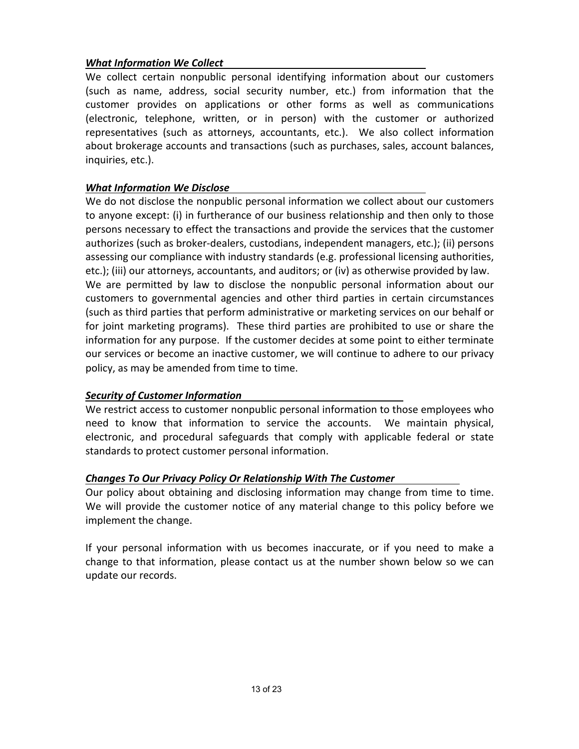***What Information We Collect***

We collect certain nonpublic personal identifying information about our customers (such as name, address, social security number, etc.) from information that the customer provides on applications or other forms as well as communications (electronic, telephone, written, or in person) with the customer or authorized representatives (such as attorneys, accountants, etc.). We also collect information about brokerage accounts and transactions (such as purchases, sales, account balances, inquiries, etc.).

***What Information We Disclose***

We do not disclose the nonpublic personal information we collect about our customers to anyone except: (i) in furtherance of our business relationship and then only to those persons necessary to effect the transactions and provide the services that the customer authorizes (such as broker-dealers, custodians, independent managers, etc.); (ii) persons assessing our compliance with industry standards (e.g. professional licensing authorities, etc.); (iii) our attorneys, accountants, and auditors; or (iv) as otherwise provided by law. We are permitted by law to disclose the nonpublic personal information about our customers to governmental agencies and other third parties in certain circumstances (such as third parties that perform administrative or marketing services on our behalf or for joint marketing programs). These third parties are prohibited to use or share the information for any purpose. If the customer decides at some point to either terminate our services or become an inactive customer, we will continue to adhere to our privacy policy, as may be amended from time to time.

***Security of Customer Information***

We restrict access to customer nonpublic personal information to those employees who need to know that information to service the accounts. We maintain physical, electronic, and procedural safeguards that comply with applicable federal or state standards to protect customer personal information.

***Changes To Our Privacy Policy Or Relationship With The Customer***

Our policy about obtaining and disclosing information may change from time to time. We will provide the customer notice of any material change to this policy before we implement the change.

If your personal information with us becomes inaccurate, or if you need to make a change to that information, please contact us at the number shown below so we can update our records.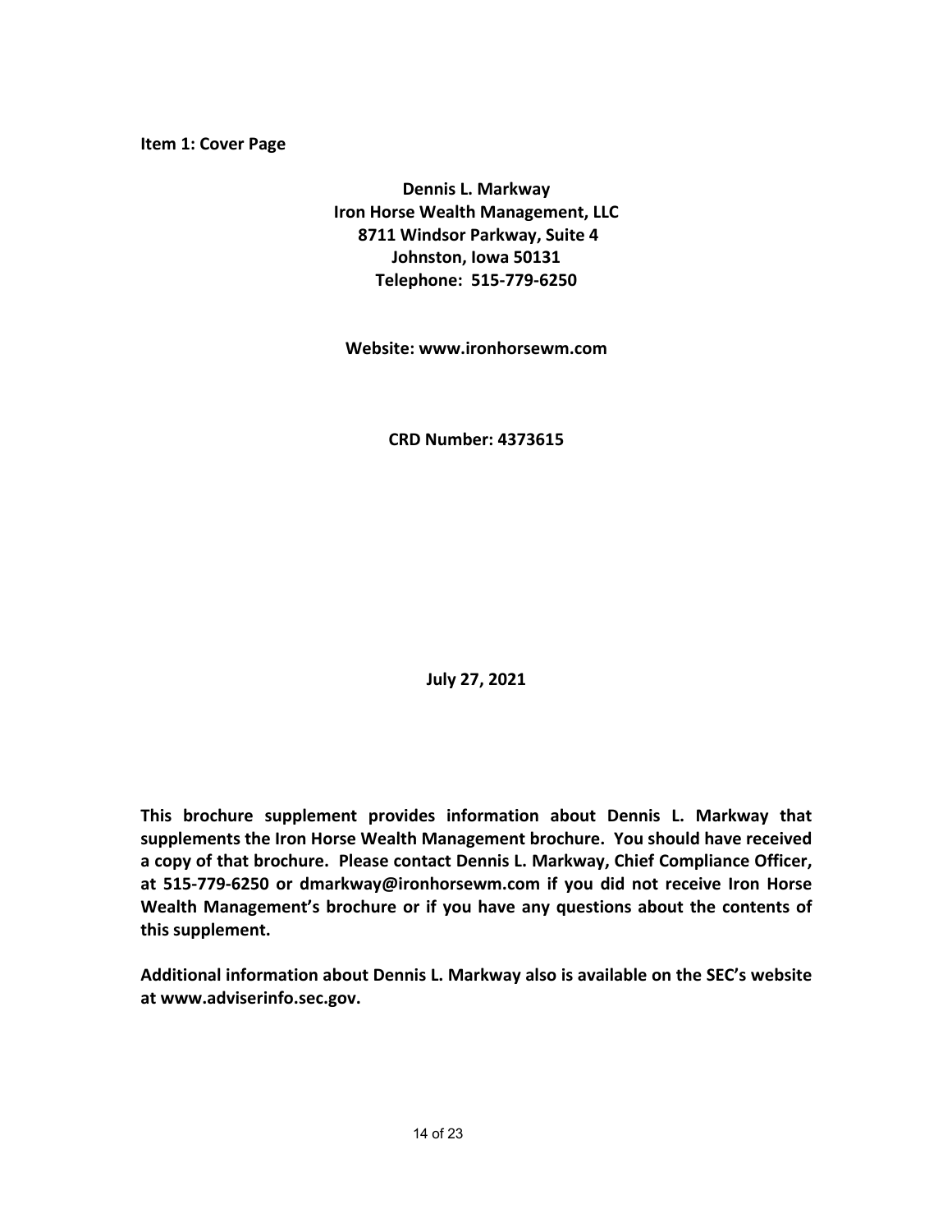**Item 1: Cover Page**

**Dennis L. Markway**
**Iron Horse Wealth Management, LLC**
**8711 Windsor Parkway, Suite 4**
**Johnston, Iowa 50131**
**Telephone: 515-779-6250**

**Website: www.ironhorsewm.com**

**CRD Number: 4373615**

**July 27, 2021**

**This brochure supplement provides information about Dennis L. Markway that supplements the Iron Horse Wealth Management brochure. You should have received a copy of that brochure. Please contact Dennis L. Markway, Chief Compliance Officer, at 515-779-6250 or dmarkway@ironhorsewm.com if you did not receive Iron Horse Wealth Management's brochure or if you have any questions about the contents of this supplement.**

**Additional information about Dennis L. Markway also is available on the SEC's website at www.adviserinfo.sec.gov.**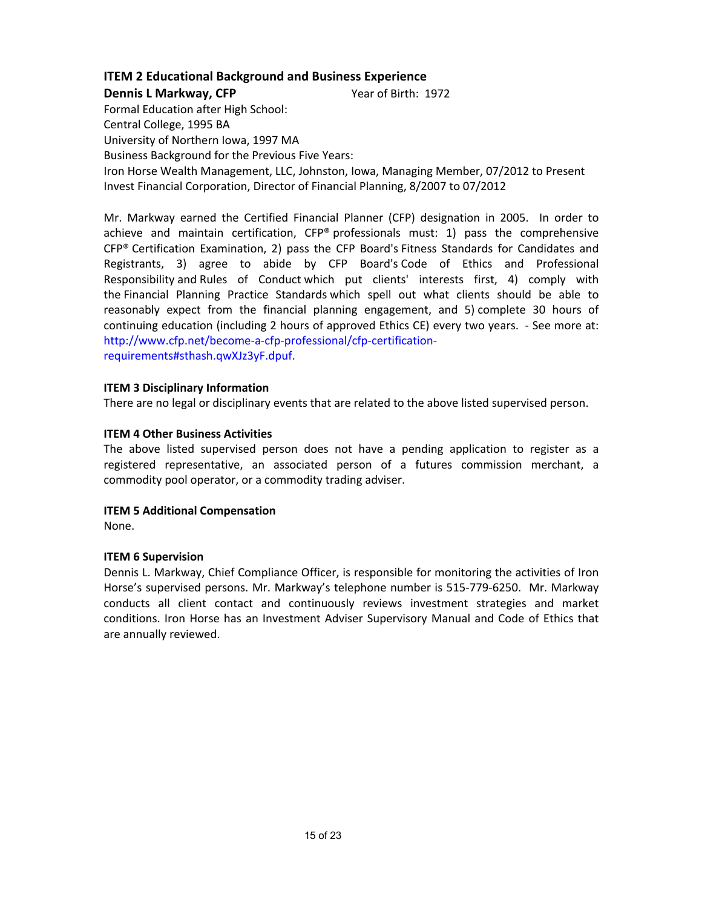## ITEM 2 Educational Background and Business Experience

**Dennis L Markway, CFP** Year of Birth: 1972

Formal Education after High School:
Central College, 1995 BA
University of Northern Iowa, 1997 MA
Business Background for the Previous Five Years:
Iron Horse Wealth Management, LLC, Johnston, Iowa, Managing Member, 07/2012 to Present
Invest Financial Corporation, Director of Financial Planning, 8/2007 to 07/2012

Mr. Markway earned the Certified Financial Planner (CFP) designation in 2005. In order to achieve and maintain certification, CFP® professionals must: 1) pass the comprehensive CFP® Certification Examination, 2) pass the CFP Board's Fitness Standards for Candidates and Registrants, 3) agree to abide by CFP Board's Code of Ethics and Professional Responsibility and Rules of Conduct which put clients' interests first, 4) comply with the Financial Planning Practice Standards which spell out what clients should be able to reasonably expect from the financial planning engagement, and 5) complete 30 hours of continuing education (including 2 hours of approved Ethics CE) every two years. - See more at: http://www.cfp.net/become-a-cfp-professional/cfp-certification-requirements#sthash.qwXJz3yF.dpuf.

#### ITEM 3 Disciplinary Information

There are no legal or disciplinary events that are related to the above listed supervised person.

#### ITEM 4 Other Business Activities

The above listed supervised person does not have a pending application to register as a registered representative, an associated person of a futures commission merchant, a commodity pool operator, or a commodity trading adviser.

#### ITEM 5 Additional Compensation

None.

#### ITEM 6 Supervision

Dennis L. Markway, Chief Compliance Officer, is responsible for monitoring the activities of Iron Horse's supervised persons. Mr. Markway's telephone number is 515-779-6250. Mr. Markway conducts all client contact and continuously reviews investment strategies and market conditions. Iron Horse has an Investment Adviser Supervisory Manual and Code of Ethics that are annually reviewed.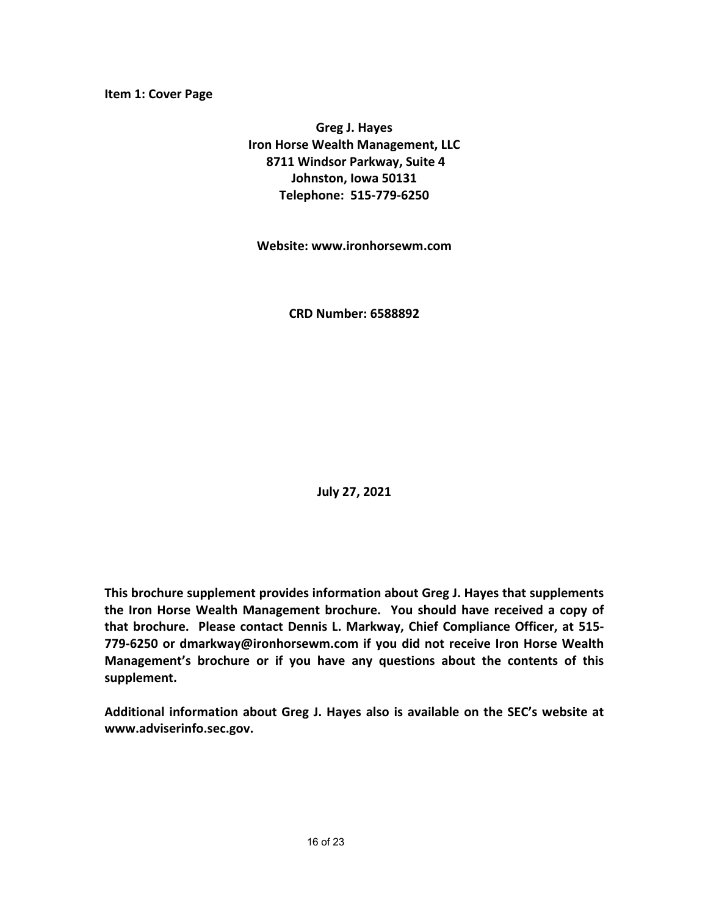**Item 1: Cover Page**

**Greg J. Hayes**
**Iron Horse Wealth Management, LLC**
**8711 Windsor Parkway, Suite 4**
**Johnston, Iowa 50131**
**Telephone: 515-779-6250**

**Website: www.ironhorsewm.com**

**CRD Number: 6588892**

**July 27, 2021**

**This brochure supplement provides information about Greg J. Hayes that supplements the Iron Horse Wealth Management brochure. You should have received a copy of that brochure. Please contact Dennis L. Markway, Chief Compliance Officer, at 515-779-6250 or dmarkway@ironhorsewm.com if you did not receive Iron Horse Wealth Management's brochure or if you have any questions about the contents of this supplement.**

**Additional information about Greg J. Hayes also is available on the SEC's website at www.adviserinfo.sec.gov.**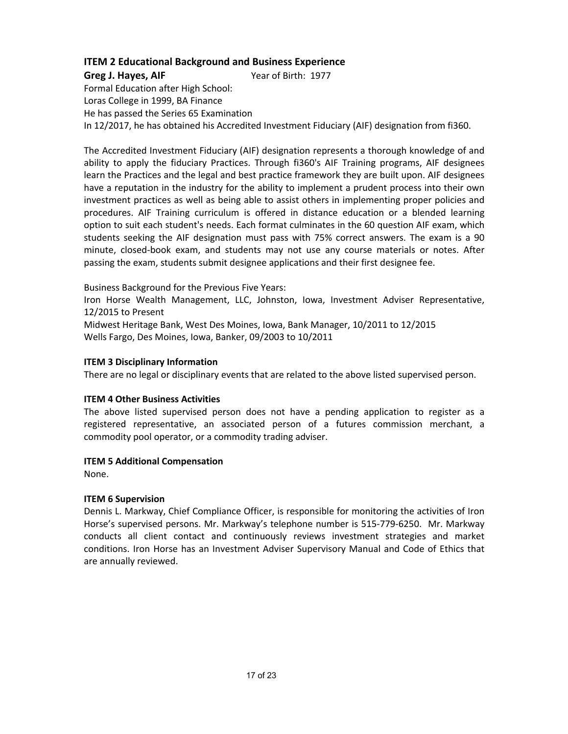### ITEM 2 Educational Background and Business Experience

**Greg J. Hayes, AIF** Year of Birth: 1977

Formal Education after High School:
Loras College in 1999, BA Finance
He has passed the Series 65 Examination
In 12/2017, he has obtained his Accredited Investment Fiduciary (AIF) designation from fi360.

The Accredited Investment Fiduciary (AIF) designation represents a thorough knowledge of and ability to apply the fiduciary Practices. Through fi360's AIF Training programs, AIF designees learn the Practices and the legal and best practice framework they are built upon. AIF designees have a reputation in the industry for the ability to implement a prudent process into their own investment practices as well as being able to assist others in implementing proper policies and procedures. AIF Training curriculum is offered in distance education or a blended learning option to suit each student's needs. Each format culminates in the 60 question AIF exam, which students seeking the AIF designation must pass with 75% correct answers. The exam is a 90 minute, closed-book exam, and students may not use any course materials or notes. After passing the exam, students submit designee applications and their first designee fee.

Business Background for the Previous Five Years:
Iron Horse Wealth Management, LLC, Johnston, Iowa, Investment Adviser Representative, 12/2015 to Present
Midwest Heritage Bank, West Des Moines, Iowa, Bank Manager, 10/2011 to 12/2015
Wells Fargo, Des Moines, Iowa, Banker, 09/2003 to 10/2011

#### ITEM 3 Disciplinary Information

There are no legal or disciplinary events that are related to the above listed supervised person.

#### ITEM 4 Other Business Activities

The above listed supervised person does not have a pending application to register as a registered representative, an associated person of a futures commission merchant, a commodity pool operator, or a commodity trading adviser.

#### ITEM 5 Additional Compensation

None.

#### ITEM 6 Supervision

Dennis L. Markway, Chief Compliance Officer, is responsible for monitoring the activities of Iron Horse's supervised persons. Mr. Markway's telephone number is 515-779-6250. Mr. Markway conducts all client contact and continuously reviews investment strategies and market conditions. Iron Horse has an Investment Adviser Supervisory Manual and Code of Ethics that are annually reviewed.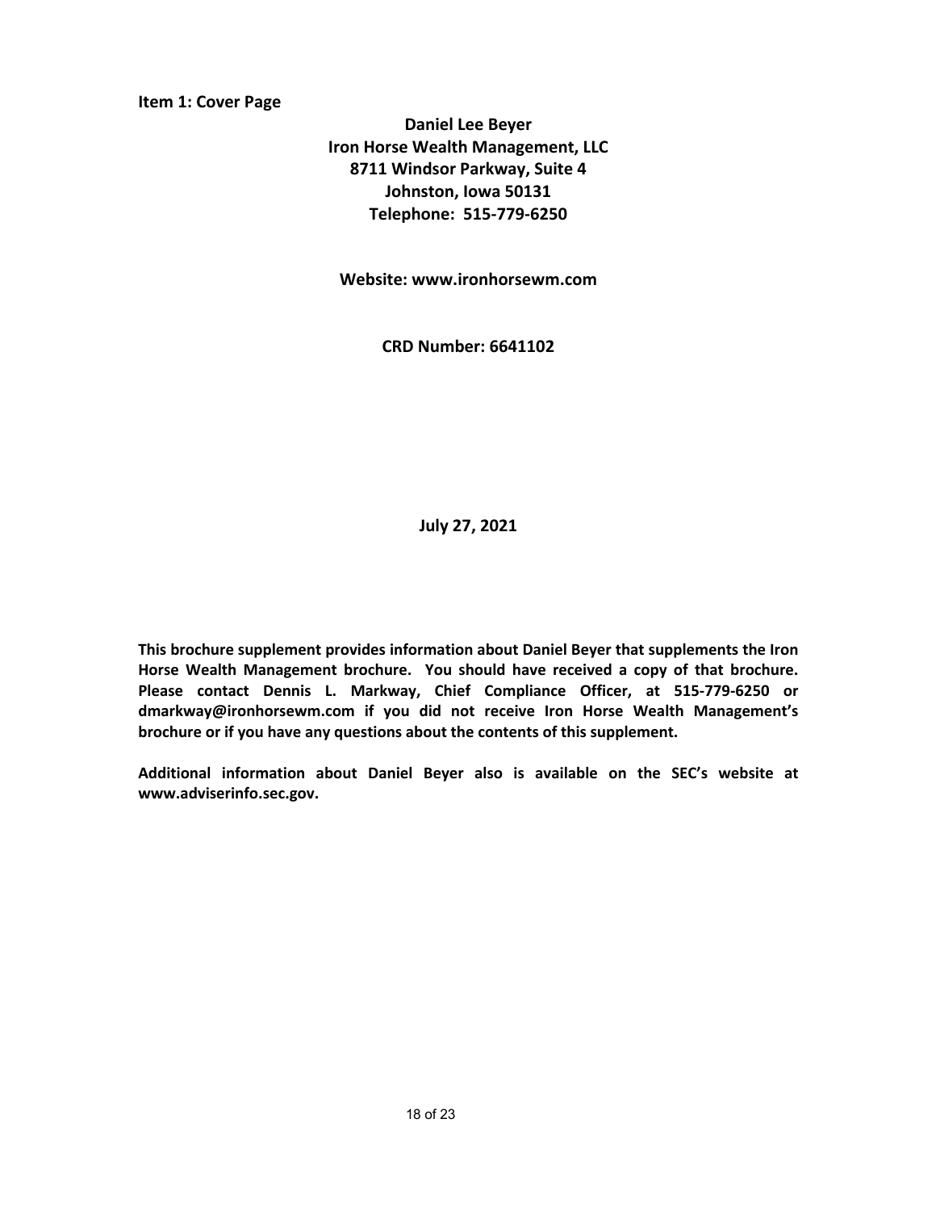**Item 1: Cover Page**

**Daniel Lee Beyer**
**Iron Horse Wealth Management, LLC**
**8711 Windsor Parkway, Suite 4**
**Johnston, Iowa 50131**
**Telephone: 515-779-6250**

**Website: www.ironhorsewm.com**

**CRD Number: 6641102**

**July 27, 2021**

**This brochure supplement provides information about Daniel Beyer that supplements the Iron Horse Wealth Management brochure. You should have received a copy of that brochure. Please contact Dennis L. Markway, Chief Compliance Officer, at 515-779-6250 or dmarkway@ironhorsewm.com if you did not receive Iron Horse Wealth Management's brochure or if you have any questions about the contents of this supplement.**

**Additional information about Daniel Beyer also is available on the SEC's website at www.adviserinfo.sec.gov.**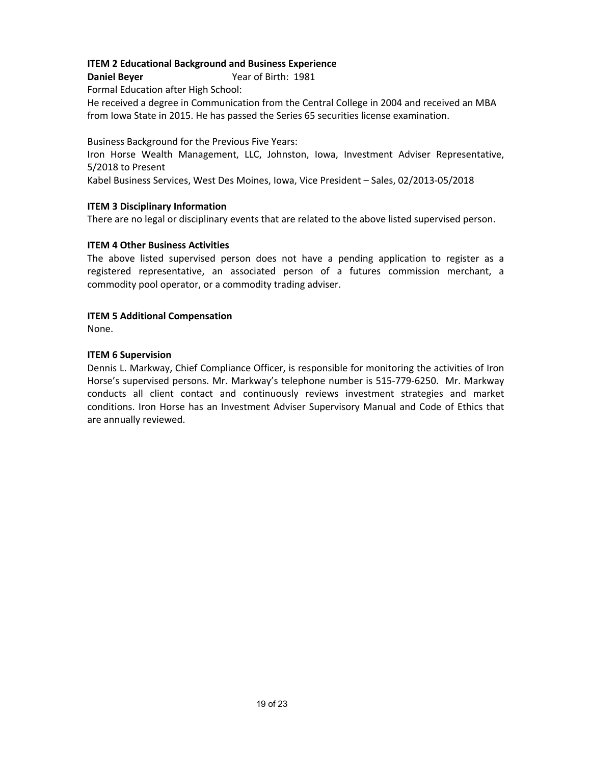### ITEM 2 Educational Background and Business Experience

**Daniel Beyer** Year of Birth: 1981

Formal Education after High School:

He received a degree in Communication from the Central College in 2004 and received an MBA from Iowa State in 2015. He has passed the Series 65 securities license examination.

Business Background for the Previous Five Years:

Iron Horse Wealth Management, LLC, Johnston, Iowa, Investment Adviser Representative, 5/2018 to Present

Kabel Business Services, West Des Moines, Iowa, Vice President – Sales, 02/2013-05/2018

### ITEM 3 Disciplinary Information

There are no legal or disciplinary events that are related to the above listed supervised person.

### ITEM 4 Other Business Activities

The above listed supervised person does not have a pending application to register as a registered representative, an associated person of a futures commission merchant, a commodity pool operator, or a commodity trading adviser.

### ITEM 5 Additional Compensation

None.

### ITEM 6 Supervision

Dennis L. Markway, Chief Compliance Officer, is responsible for monitoring the activities of Iron Horse's supervised persons. Mr. Markway's telephone number is 515-779-6250. Mr. Markway conducts all client contact and continuously reviews investment strategies and market conditions. Iron Horse has an Investment Adviser Supervisory Manual and Code of Ethics that are annually reviewed.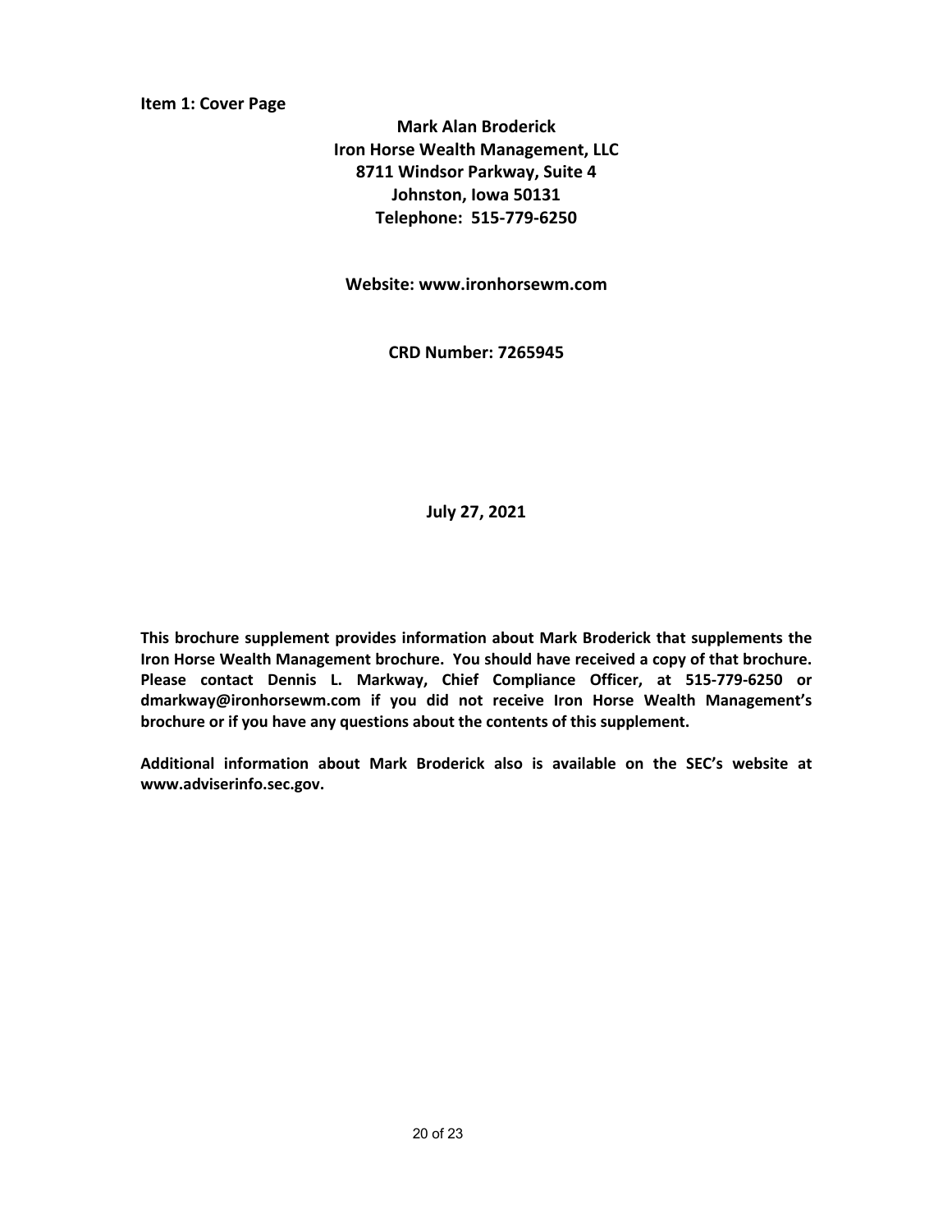**Item 1: Cover Page**

**Mark Alan Broderick**
**Iron Horse Wealth Management, LLC**
**8711 Windsor Parkway, Suite 4**
**Johnston, Iowa 50131**
**Telephone: 515-779-6250**

**Website: www.ironhorsewm.com**

**CRD Number: 7265945**

**July 27, 2021**

**This brochure supplement provides information about Mark Broderick that supplements the Iron Horse Wealth Management brochure. You should have received a copy of that brochure. Please contact Dennis L. Markway, Chief Compliance Officer, at 515-779-6250 or dmarkway@ironhorsewm.com if you did not receive Iron Horse Wealth Management's brochure or if you have any questions about the contents of this supplement.**

**Additional information about Mark Broderick also is available on the SEC's website at www.adviserinfo.sec.gov.**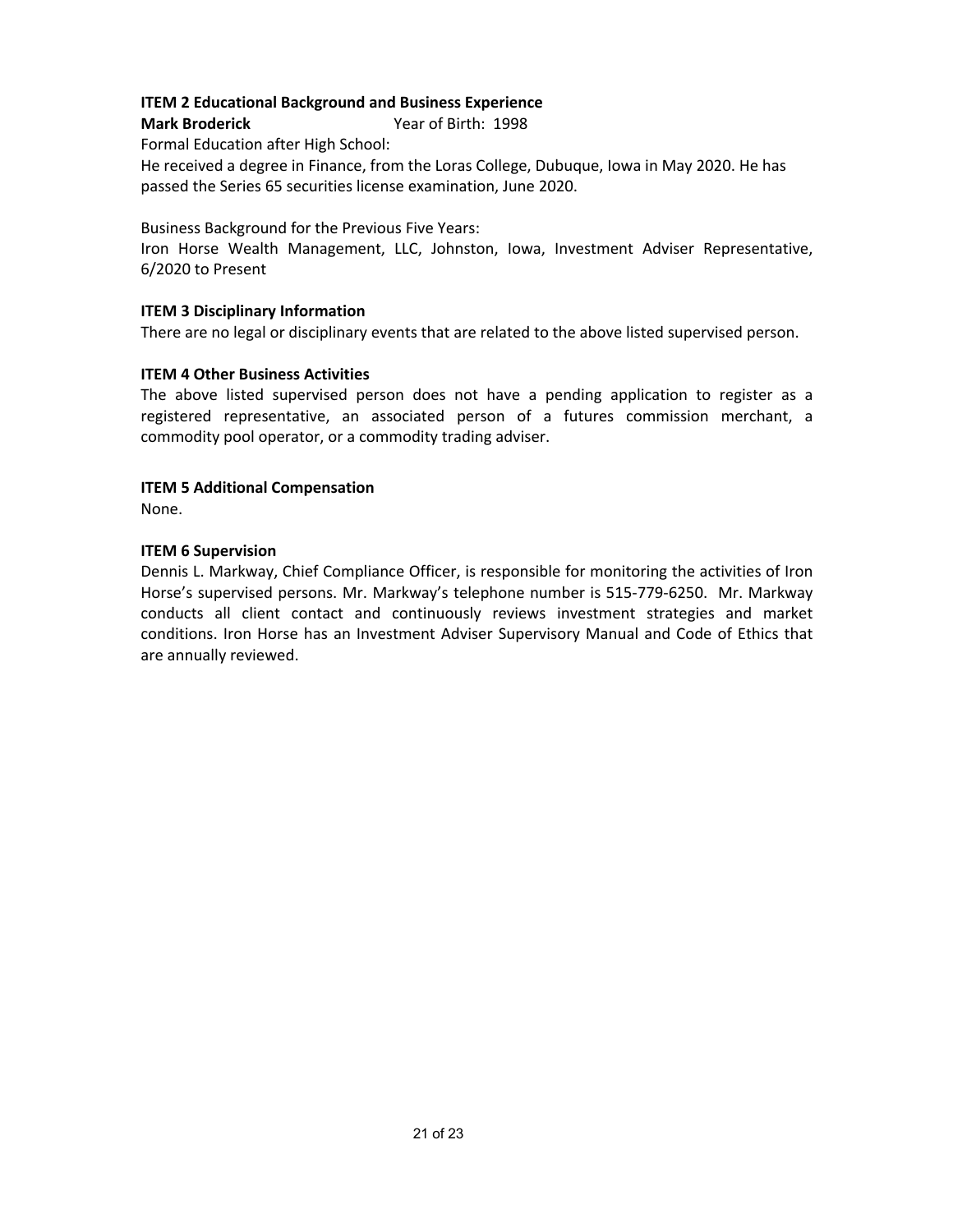**ITEM 2 Educational Background and Business Experience**

**Mark Broderick** Year of Birth: 1998

Formal Education after High School:

He received a degree in Finance, from the Loras College, Dubuque, Iowa in May 2020. He has passed the Series 65 securities license examination, June 2020.

Business Background for the Previous Five Years:

Iron Horse Wealth Management, LLC, Johnston, Iowa, Investment Adviser Representative, 6/2020 to Present

**ITEM 3 Disciplinary Information**

There are no legal or disciplinary events that are related to the above listed supervised person.

**ITEM 4 Other Business Activities**

The above listed supervised person does not have a pending application to register as a registered representative, an associated person of a futures commission merchant, a commodity pool operator, or a commodity trading adviser.

**ITEM 5 Additional Compensation**

None.

**ITEM 6 Supervision**

Dennis L. Markway, Chief Compliance Officer, is responsible for monitoring the activities of Iron Horse's supervised persons. Mr. Markway's telephone number is 515-779-6250. Mr. Markway conducts all client contact and continuously reviews investment strategies and market conditions. Iron Horse has an Investment Adviser Supervisory Manual and Code of Ethics that are annually reviewed.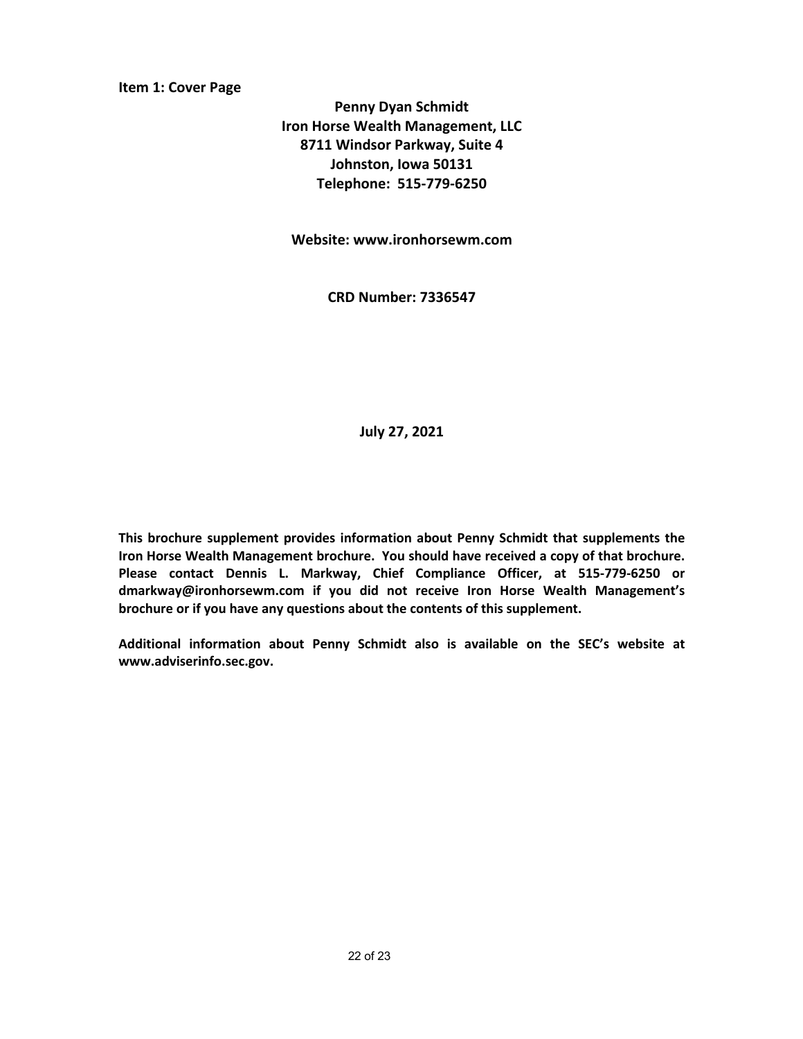**Item 1: Cover Page**

**Penny Dyan Schmidt**
**Iron Horse Wealth Management, LLC**
**8711 Windsor Parkway, Suite 4**
**Johnston, Iowa 50131**
**Telephone: 515-779-6250**

**Website: www.ironhorsewm.com**

**CRD Number: 7336547**

**July 27, 2021**

**This brochure supplement provides information about Penny Schmidt that supplements the Iron Horse Wealth Management brochure. You should have received a copy of that brochure. Please contact Dennis L. Markway, Chief Compliance Officer, at 515-779-6250 or dmarkway@ironhorsewm.com if you did not receive Iron Horse Wealth Management's brochure or if you have any questions about the contents of this supplement.**

**Additional information about Penny Schmidt also is available on the SEC's website at www.adviserinfo.sec.gov.**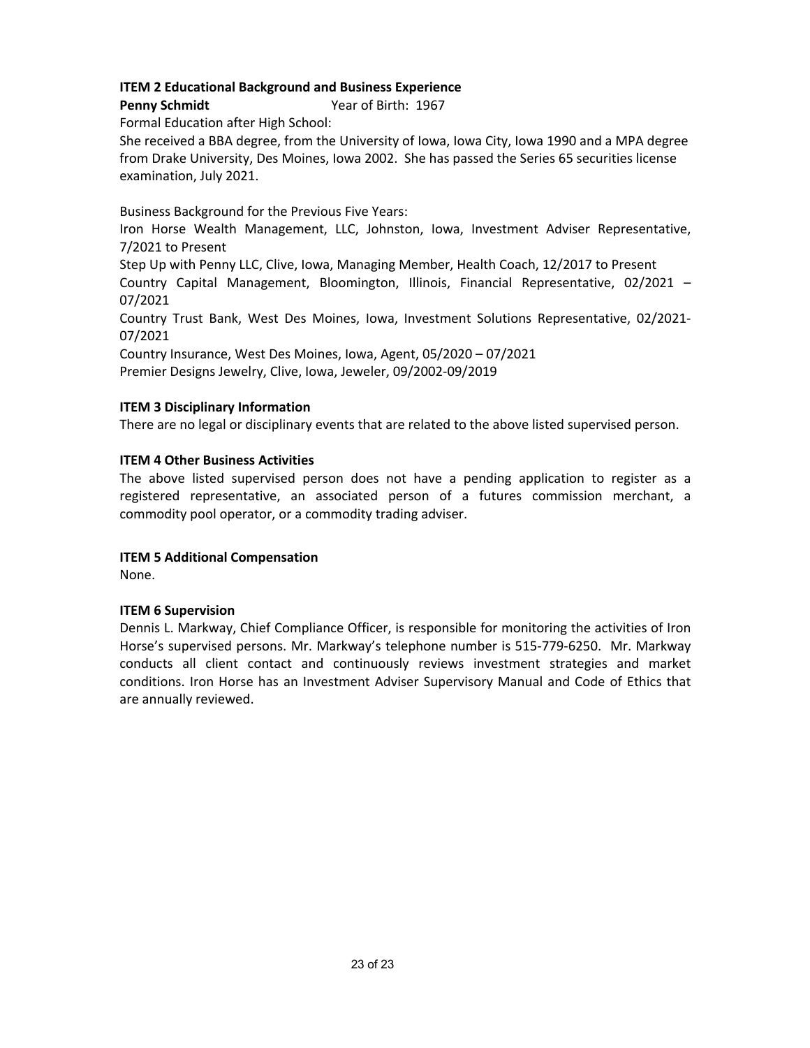### ITEM 2 Educational Background and Business Experience

**Penny Schmidt** Year of Birth: 1967

Formal Education after High School:

She received a BBA degree, from the University of Iowa, Iowa City, Iowa 1990 and a MPA degree from Drake University, Des Moines, Iowa 2002. She has passed the Series 65 securities license examination, July 2021.

Business Background for the Previous Five Years:

Iron Horse Wealth Management, LLC, Johnston, Iowa, Investment Adviser Representative, 7/2021 to Present

Step Up with Penny LLC, Clive, Iowa, Managing Member, Health Coach, 12/2017 to Present

Country Capital Management, Bloomington, Illinois, Financial Representative, 02/2021 – 07/2021

Country Trust Bank, West Des Moines, Iowa, Investment Solutions Representative, 02/2021-07/2021

Country Insurance, West Des Moines, Iowa, Agent, 05/2020 – 07/2021

Premier Designs Jewelry, Clive, Iowa, Jeweler, 09/2002-09/2019

### ITEM 3 Disciplinary Information

There are no legal or disciplinary events that are related to the above listed supervised person.

### ITEM 4 Other Business Activities

The above listed supervised person does not have a pending application to register as a registered representative, an associated person of a futures commission merchant, a commodity pool operator, or a commodity trading adviser.

### ITEM 5 Additional Compensation

None.

### ITEM 6 Supervision

Dennis L. Markway, Chief Compliance Officer, is responsible for monitoring the activities of Iron Horse's supervised persons. Mr. Markway's telephone number is 515-779-6250. Mr. Markway conducts all client contact and continuously reviews investment strategies and market conditions. Iron Horse has an Investment Adviser Supervisory Manual and Code of Ethics that are annually reviewed.